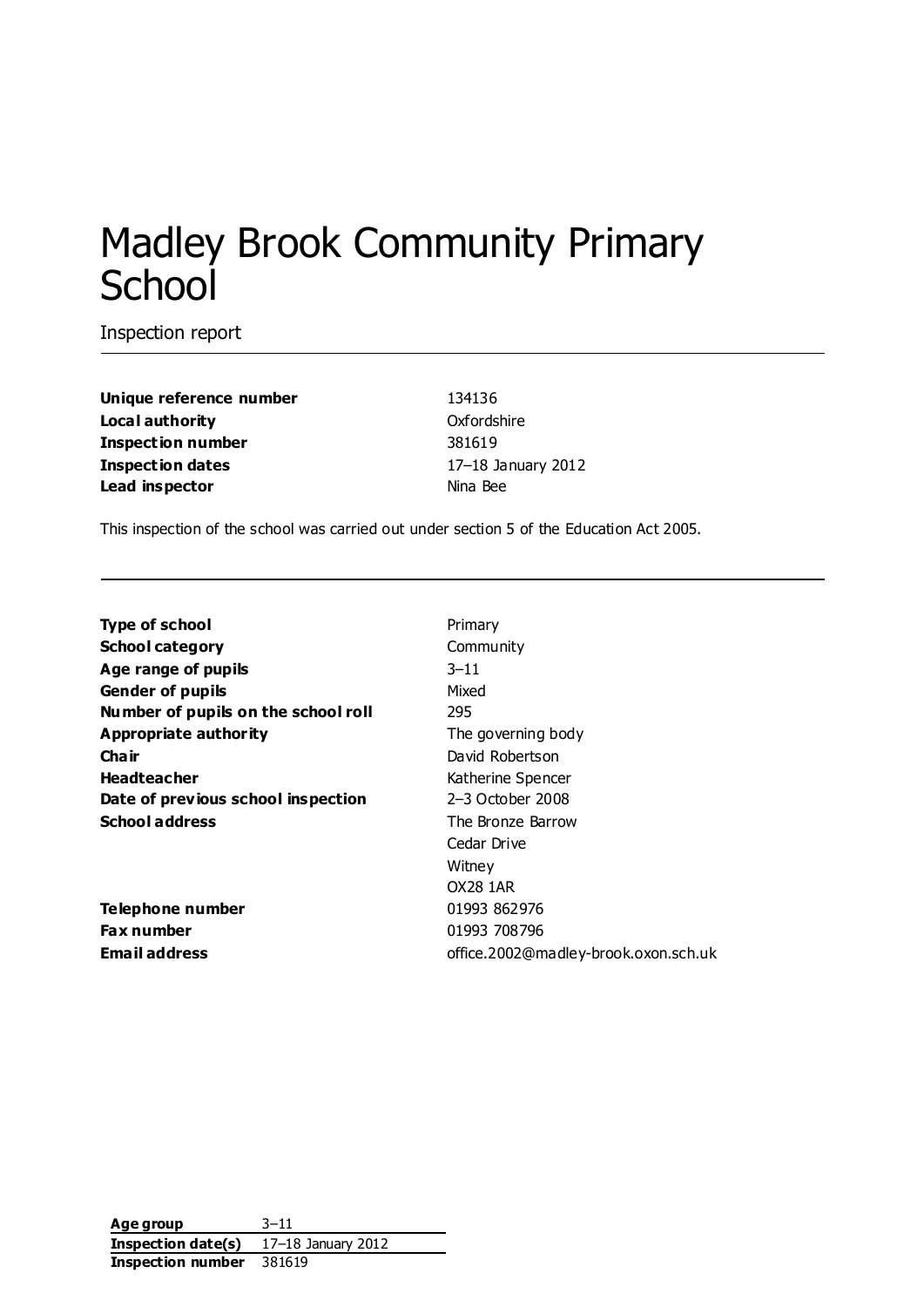# Madley Brook Community Primary School

Inspection report

| | |
|---|---|
| **Unique reference number** | 134136 |
| **Local authority** | Oxfordshire |
| **Inspection number** | 381619 |
| **Inspection dates** | 17–18 January 2012 |
| **Lead inspector** | Nina Bee |

This inspection of the school was carried out under section 5 of the Education Act 2005.

| | |
|---|---|
| **Type of school** | Primary |
| **School category** | Community |
| **Age range of pupils** | 3–11 |
| **Gender of pupils** | Mixed |
| **Number of pupils on the school roll** | 295 |
| **Appropriate authority** | The governing body |
| **Chair** | David Robertson |
| **Headteacher** | Katherine Spencer |
| **Date of previous school inspection** | 2–3 October 2008 |
| **School address** | The Bronze Barrow<br>Cedar Drive<br>Witney<br>OX28 1AR |
| **Telephone number** | 01993 862976 |
| **Fax number** | 01993 708796 |
| **Email address** | office.2002@madley-brook.oxon.sch.uk |

| | |
|---|---|
| **Age group** | 3–11 |
| **Inspection date(s)** | 17–18 January 2012 |
| **Inspection number** | 381619 |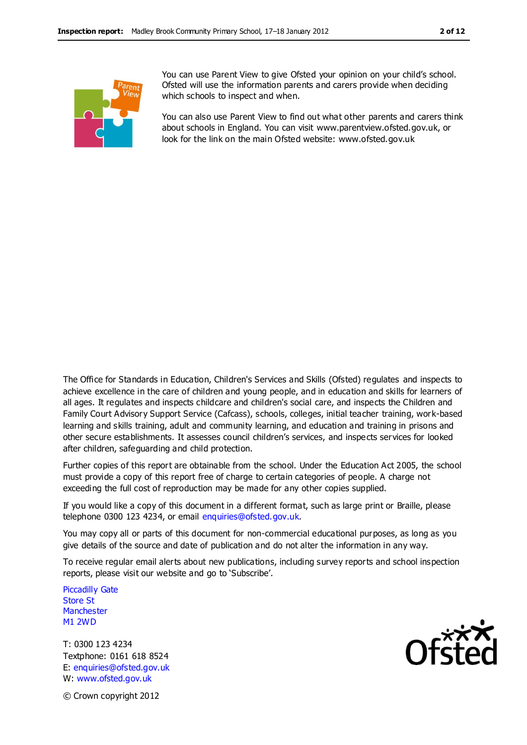You can use Parent View to give Ofsted your opinion on your child's school. Ofsted will use the information parents and carers provide when deciding which schools to inspect and when.

You can also use Parent View to find out what other parents and carers think about schools in England. You can visit www.parentview.ofsted.gov.uk, or look for the link on the main Ofsted website: www.ofsted.gov.uk

The Office for Standards in Education, Children's Services and Skills (Ofsted) regulates and inspects to achieve excellence in the care of children and young people, and in education and skills for learners of all ages. It regulates and inspects childcare and children's social care, and inspects the Children and Family Court Advisory Support Service (Cafcass), schools, colleges, initial teacher training, work-based learning and skills training, adult and community learning, and education and training in prisons and other secure establishments. It assesses council children's services, and inspects services for looked after children, safeguarding and child protection.

Further copies of this report are obtainable from the school. Under the Education Act 2005, the school must provide a copy of this report free of charge to certain categories of people. A charge not exceeding the full cost of reproduction may be made for any other copies supplied.

If you would like a copy of this document in a different format, such as large print or Braille, please telephone 0300 123 4234, or email enquiries@ofsted.gov.uk.

You may copy all or parts of this document for non-commercial educational purposes, as long as you give details of the source and date of publication and do not alter the information in any way.

To receive regular email alerts about new publications, including survey reports and school inspection reports, please visit our website and go to 'Subscribe'.

Piccadilly Gate
Store St
Manchester
M1 2WD

T: 0300 123 4234
Textphone: 0161 618 8524
E: enquiries@ofsted.gov.uk
W: www.ofsted.gov.uk

© Crown copyright 2012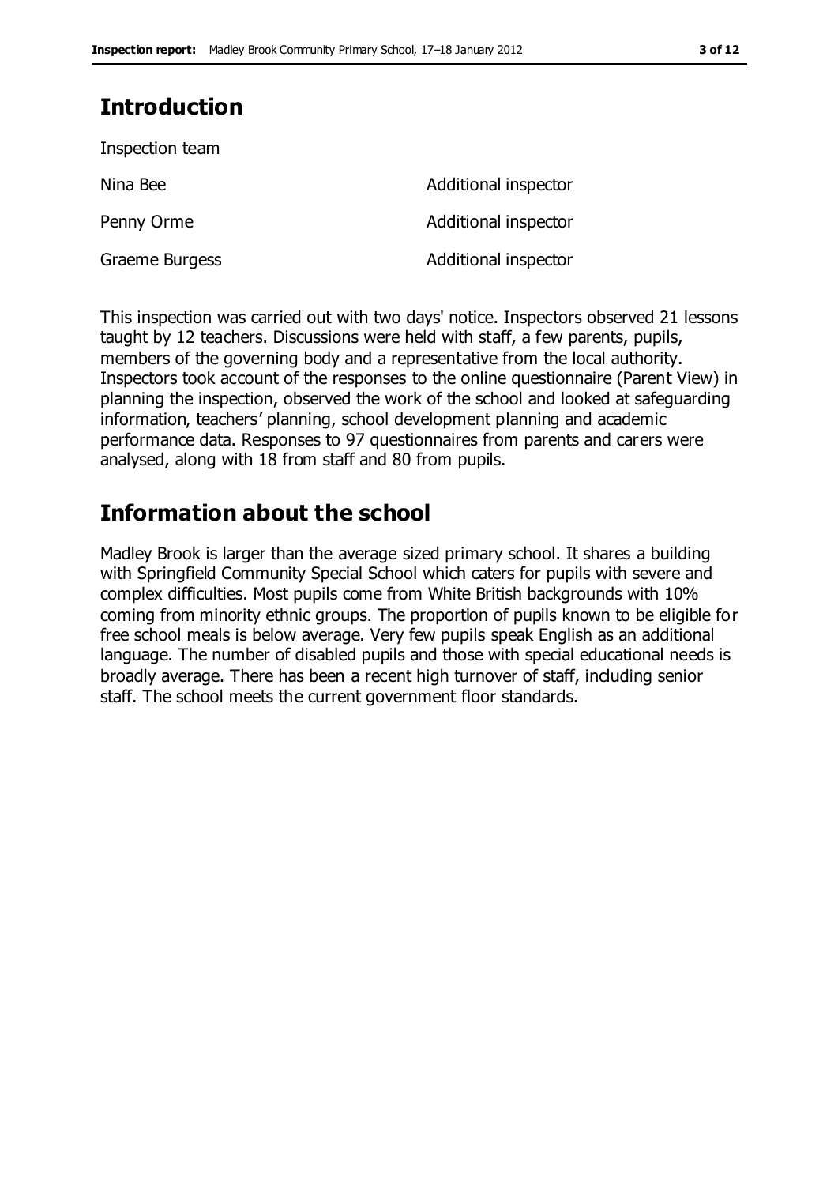# Introduction

Inspection team

| | |
|---|---|
| Nina Bee | Additional inspector |
| Penny Orme | Additional inspector |
| Graeme Burgess | Additional inspector |

This inspection was carried out with two days' notice. Inspectors observed 21 lessons taught by 12 teachers. Discussions were held with staff, a few parents, pupils, members of the governing body and a representative from the local authority. Inspectors took account of the responses to the online questionnaire (Parent View) in planning the inspection, observed the work of the school and looked at safeguarding information, teachers' planning, school development planning and academic performance data. Responses to 97 questionnaires from parents and carers were analysed, along with 18 from staff and 80 from pupils.

# Information about the school

Madley Brook is larger than the average sized primary school. It shares a building with Springfield Community Special School which caters for pupils with severe and complex difficulties. Most pupils come from White British backgrounds with 10% coming from minority ethnic groups. The proportion of pupils known to be eligible for free school meals is below average. Very few pupils speak English as an additional language. The number of disabled pupils and those with special educational needs is broadly average. There has been a recent high turnover of staff, including senior staff. The school meets the current government floor standards.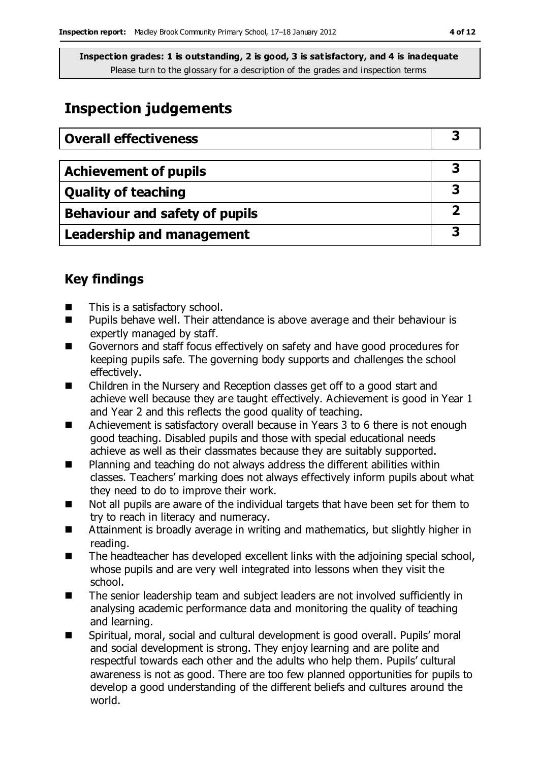**Inspection grades: 1 is outstanding, 2 is good, 3 is satisfactory, and 4 is inadequate**
Please turn to the glossary for a description of the grades and inspection terms

## Inspection judgements

| Overall effectiveness | 3 |
|---|---|

| Achievement of pupils | 3 |
|---|---|
| Quality of teaching | 3 |
| Behaviour and safety of pupils | 2 |
| Leadership and management | 3 |

### Key findings

- This is a satisfactory school.
- Pupils behave well. Their attendance is above average and their behaviour is expertly managed by staff.
- Governors and staff focus effectively on safety and have good procedures for keeping pupils safe. The governing body supports and challenges the school effectively.
- Children in the Nursery and Reception classes get off to a good start and achieve well because they are taught effectively. Achievement is good in Year 1 and Year 2 and this reflects the good quality of teaching.
- Achievement is satisfactory overall because in Years 3 to 6 there is not enough good teaching. Disabled pupils and those with special educational needs achieve as well as their classmates because they are suitably supported.
- Planning and teaching do not always address the different abilities within classes. Teachers' marking does not always effectively inform pupils about what they need to do to improve their work.
- Not all pupils are aware of the individual targets that have been set for them to try to reach in literacy and numeracy.
- Attainment is broadly average in writing and mathematics, but slightly higher in reading.
- The headteacher has developed excellent links with the adjoining special school, whose pupils and are very well integrated into lessons when they visit the school.
- The senior leadership team and subject leaders are not involved sufficiently in analysing academic performance data and monitoring the quality of teaching and learning.
- Spiritual, moral, social and cultural development is good overall. Pupils' moral and social development is strong. They enjoy learning and are polite and respectful towards each other and the adults who help them. Pupils' cultural awareness is not as good. There are too few planned opportunities for pupils to develop a good understanding of the different beliefs and cultures around the world.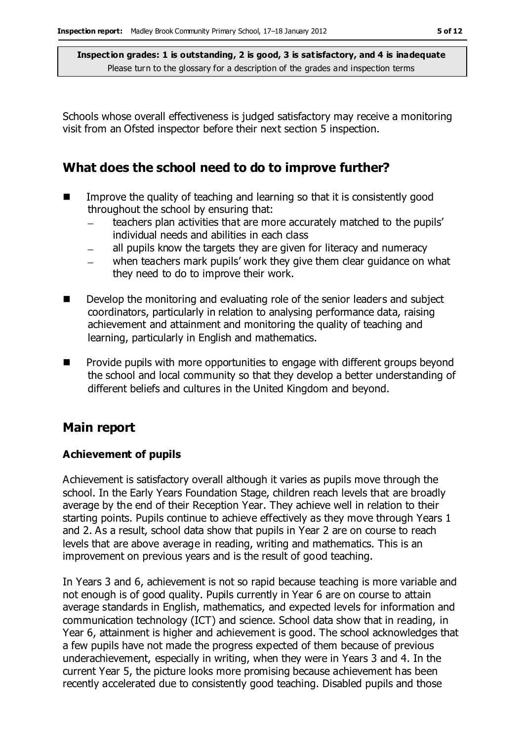Schools whose overall effectiveness is judged satisfactory may receive a monitoring visit from an Ofsted inspector before their next section 5 inspection.

## What does the school need to do to improve further?

- Improve the quality of teaching and learning so that it is consistently good throughout the school by ensuring that:
  - teachers plan activities that are more accurately matched to the pupils' individual needs and abilities in each class
  - all pupils know the targets they are given for literacy and numeracy
  - when teachers mark pupils' work they give them clear guidance on what they need to do to improve their work.
- Develop the monitoring and evaluating role of the senior leaders and subject coordinators, particularly in relation to analysing performance data, raising achievement and attainment and monitoring the quality of teaching and learning, particularly in English and mathematics.
- Provide pupils with more opportunities to engage with different groups beyond the school and local community so that they develop a better understanding of different beliefs and cultures in the United Kingdom and beyond.

## Main report

### Achievement of pupils

Achievement is satisfactory overall although it varies as pupils move through the school. In the Early Years Foundation Stage, children reach levels that are broadly average by the end of their Reception Year. They achieve well in relation to their starting points. Pupils continue to achieve effectively as they move through Years 1 and 2. As a result, school data show that pupils in Year 2 are on course to reach levels that are above average in reading, writing and mathematics. This is an improvement on previous years and is the result of good teaching.

In Years 3 and 6, achievement is not so rapid because teaching is more variable and not enough is of good quality. Pupils currently in Year 6 are on course to attain average standards in English, mathematics, and expected levels for information and communication technology (ICT) and science. School data show that in reading, in Year 6, attainment is higher and achievement is good. The school acknowledges that a few pupils have not made the progress expected of them because of previous underachievement, especially in writing, when they were in Years 3 and 4. In the current Year 5, the picture looks more promising because achievement has been recently accelerated due to consistently good teaching. Disabled pupils and those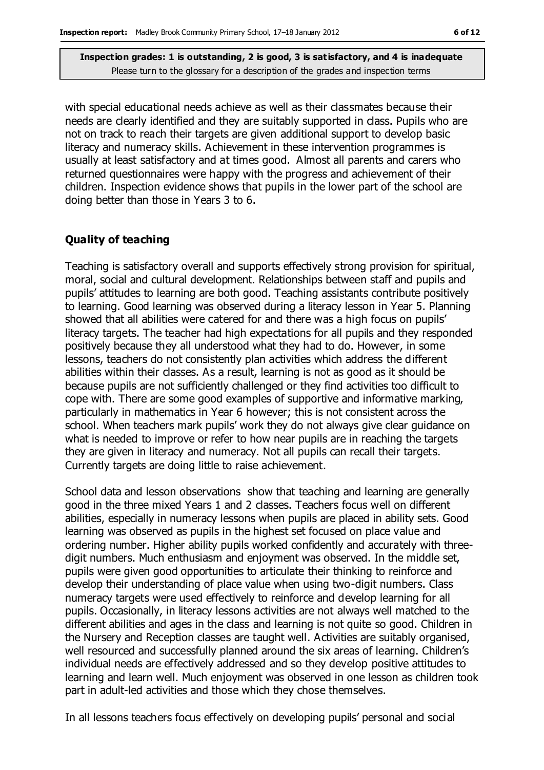with special educational needs achieve as well as their classmates because their needs are clearly identified and they are suitably supported in class. Pupils who are not on track to reach their targets are given additional support to develop basic literacy and numeracy skills. Achievement in these intervention programmes is usually at least satisfactory and at times good. Almost all parents and carers who returned questionnaires were happy with the progress and achievement of their children. Inspection evidence shows that pupils in the lower part of the school are doing better than those in Years 3 to 6.

### Quality of teaching

Teaching is satisfactory overall and supports effectively strong provision for spiritual, moral, social and cultural development. Relationships between staff and pupils and pupils' attitudes to learning are both good. Teaching assistants contribute positively to learning. Good learning was observed during a literacy lesson in Year 5. Planning showed that all abilities were catered for and there was a high focus on pupils' literacy targets. The teacher had high expectations for all pupils and they responded positively because they all understood what they had to do. However, in some lessons, teachers do not consistently plan activities which address the different abilities within their classes. As a result, learning is not as good as it should be because pupils are not sufficiently challenged or they find activities too difficult to cope with. There are some good examples of supportive and informative marking, particularly in mathematics in Year 6 however; this is not consistent across the school. When teachers mark pupils' work they do not always give clear guidance on what is needed to improve or refer to how near pupils are in reaching the targets they are given in literacy and numeracy. Not all pupils can recall their targets. Currently targets are doing little to raise achievement.

School data and lesson observations show that teaching and learning are generally good in the three mixed Years 1 and 2 classes. Teachers focus well on different abilities, especially in numeracy lessons when pupils are placed in ability sets. Good learning was observed as pupils in the highest set focused on place value and ordering number. Higher ability pupils worked confidently and accurately with three-digit numbers. Much enthusiasm and enjoyment was observed. In the middle set, pupils were given good opportunities to articulate their thinking to reinforce and develop their understanding of place value when using two-digit numbers. Class numeracy targets were used effectively to reinforce and develop learning for all pupils. Occasionally, in literacy lessons activities are not always well matched to the different abilities and ages in the class and learning is not quite so good. Children in the Nursery and Reception classes are taught well. Activities are suitably organised, well resourced and successfully planned around the six areas of learning. Children's individual needs are effectively addressed and so they develop positive attitudes to learning and learn well. Much enjoyment was observed in one lesson as children took part in adult-led activities and those which they chose themselves.

In all lessons teachers focus effectively on developing pupils' personal and social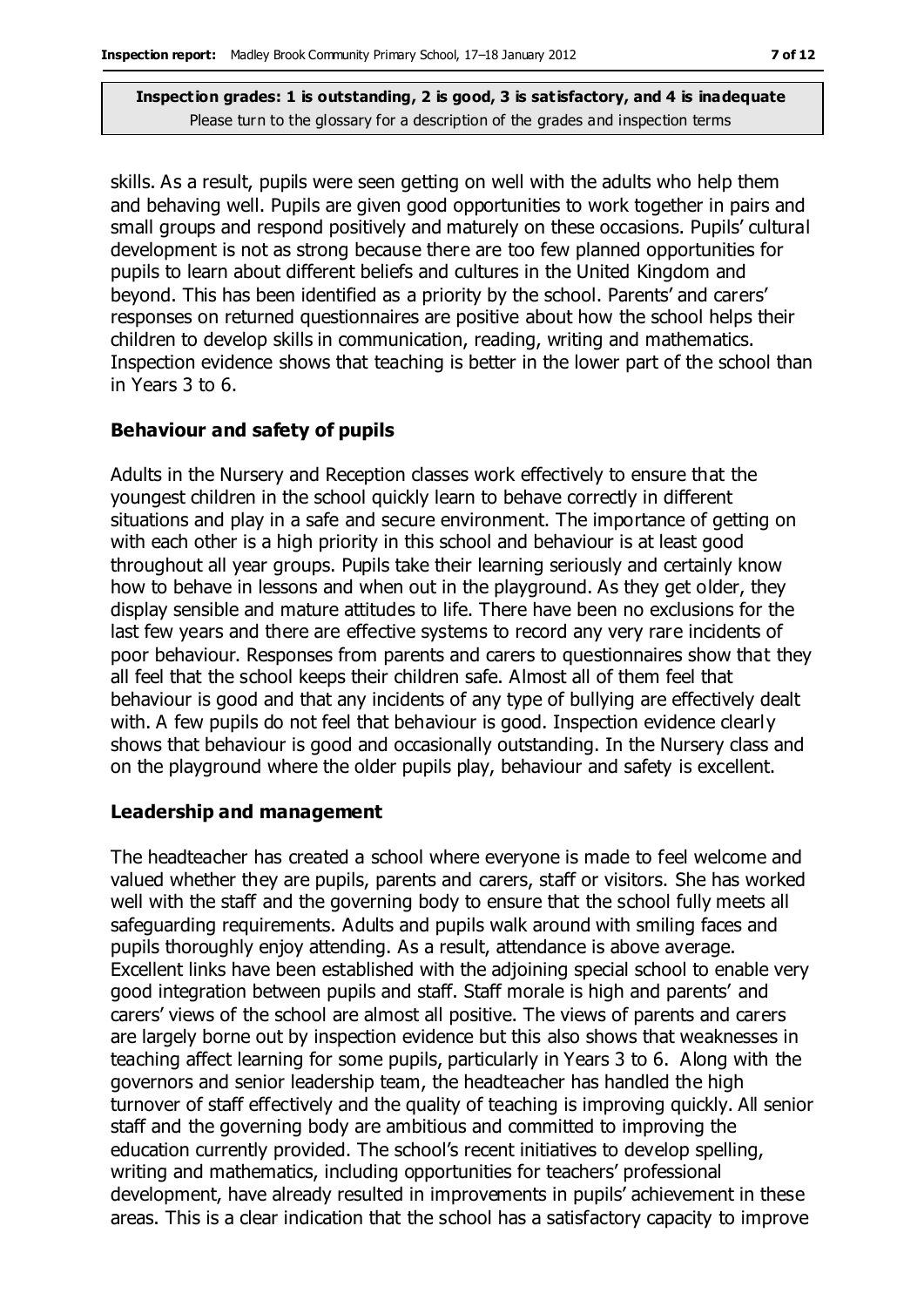skills. As a result, pupils were seen getting on well with the adults who help them and behaving well. Pupils are given good opportunities to work together in pairs and small groups and respond positively and maturely on these occasions. Pupils' cultural development is not as strong because there are too few planned opportunities for pupils to learn about different beliefs and cultures in the United Kingdom and beyond. This has been identified as a priority by the school. Parents' and carers' responses on returned questionnaires are positive about how the school helps their children to develop skills in communication, reading, writing and mathematics. Inspection evidence shows that teaching is better in the lower part of the school than in Years 3 to 6.

## Behaviour and safety of pupils

Adults in the Nursery and Reception classes work effectively to ensure that the youngest children in the school quickly learn to behave correctly in different situations and play in a safe and secure environment. The importance of getting on with each other is a high priority in this school and behaviour is at least good throughout all year groups. Pupils take their learning seriously and certainly know how to behave in lessons and when out in the playground. As they get older, they display sensible and mature attitudes to life. There have been no exclusions for the last few years and there are effective systems to record any very rare incidents of poor behaviour. Responses from parents and carers to questionnaires show that they all feel that the school keeps their children safe. Almost all of them feel that behaviour is good and that any incidents of any type of bullying are effectively dealt with. A few pupils do not feel that behaviour is good. Inspection evidence clearly shows that behaviour is good and occasionally outstanding. In the Nursery class and on the playground where the older pupils play, behaviour and safety is excellent.

## Leadership and management

The headteacher has created a school where everyone is made to feel welcome and valued whether they are pupils, parents and carers, staff or visitors. She has worked well with the staff and the governing body to ensure that the school fully meets all safeguarding requirements. Adults and pupils walk around with smiling faces and pupils thoroughly enjoy attending. As a result, attendance is above average. Excellent links have been established with the adjoining special school to enable very good integration between pupils and staff. Staff morale is high and parents' and carers' views of the school are almost all positive. The views of parents and carers are largely borne out by inspection evidence but this also shows that weaknesses in teaching affect learning for some pupils, particularly in Years 3 to 6. Along with the governors and senior leadership team, the headteacher has handled the high turnover of staff effectively and the quality of teaching is improving quickly. All senior staff and the governing body are ambitious and committed to improving the education currently provided. The school's recent initiatives to develop spelling, writing and mathematics, including opportunities for teachers' professional development, have already resulted in improvements in pupils' achievement in these areas. This is a clear indication that the school has a satisfactory capacity to improve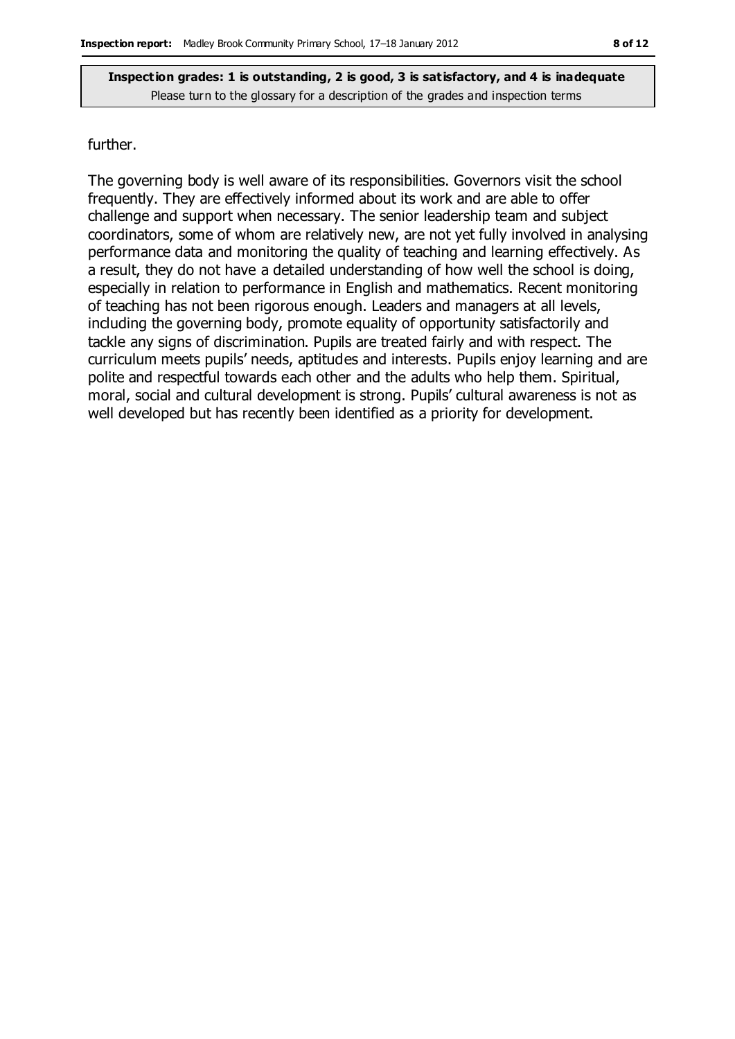further.

The governing body is well aware of its responsibilities. Governors visit the school frequently. They are effectively informed about its work and are able to offer challenge and support when necessary. The senior leadership team and subject coordinators, some of whom are relatively new, are not yet fully involved in analysing performance data and monitoring the quality of teaching and learning effectively. As a result, they do not have a detailed understanding of how well the school is doing, especially in relation to performance in English and mathematics. Recent monitoring of teaching has not been rigorous enough. Leaders and managers at all levels, including the governing body, promote equality of opportunity satisfactorily and tackle any signs of discrimination. Pupils are treated fairly and with respect. The curriculum meets pupils' needs, aptitudes and interests. Pupils enjoy learning and are polite and respectful towards each other and the adults who help them. Spiritual, moral, social and cultural development is strong. Pupils' cultural awareness is not as well developed but has recently been identified as a priority for development.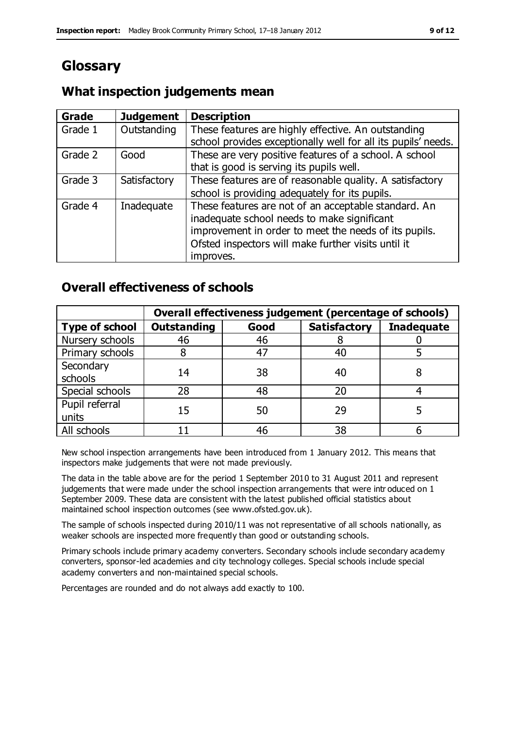# Glossary

## What inspection judgements mean

| Grade | Judgement | Description |
|---|---|---|
| Grade 1 | Outstanding | These features are highly effective. An outstanding school provides exceptionally well for all its pupils' needs. |
| Grade 2 | Good | These are very positive features of a school. A school that is good is serving its pupils well. |
| Grade 3 | Satisfactory | These features are of reasonable quality. A satisfactory school is providing adequately for its pupils. |
| Grade 4 | Inadequate | These features are not of an acceptable standard. An inadequate school needs to make significant improvement in order to meet the needs of its pupils. Ofsted inspectors will make further visits until it improves. |

## Overall effectiveness of schools

| | Overall effectiveness judgement (percentage of schools) | | | |
|---|---|---|---|---|
| **Type of school** | **Outstanding** | **Good** | **Satisfactory** | **Inadequate** |
| Nursery schools | 46 | 46 | 8 | 0 |
| Primary schools | 8 | 47 | 40 | 5 |
| Secondary schools | 14 | 38 | 40 | 8 |
| Special schools | 28 | 48 | 20 | 4 |
| Pupil referral units | 15 | 50 | 29 | 5 |
| All schools | 11 | 46 | 38 | 6 |

New school inspection arrangements have been introduced from 1 January 2012. This means that inspectors make judgements that were not made previously.

The data in the table above are for the period 1 September 2010 to 31 August 2011 and represent judgements that were made under the school inspection arrangements that were introduced on 1 September 2009. These data are consistent with the latest published official statistics about maintained school inspection outcomes (see www.ofsted.gov.uk).

The sample of schools inspected during 2010/11 was not representative of all schools nationally, as weaker schools are inspected more frequently than good or outstanding schools.

Primary schools include primary academy converters. Secondary schools include secondary academy converters, sponsor-led academies and city technology colleges. Special schools include special academy converters and non-maintained special schools.

Percentages are rounded and do not always add exactly to 100.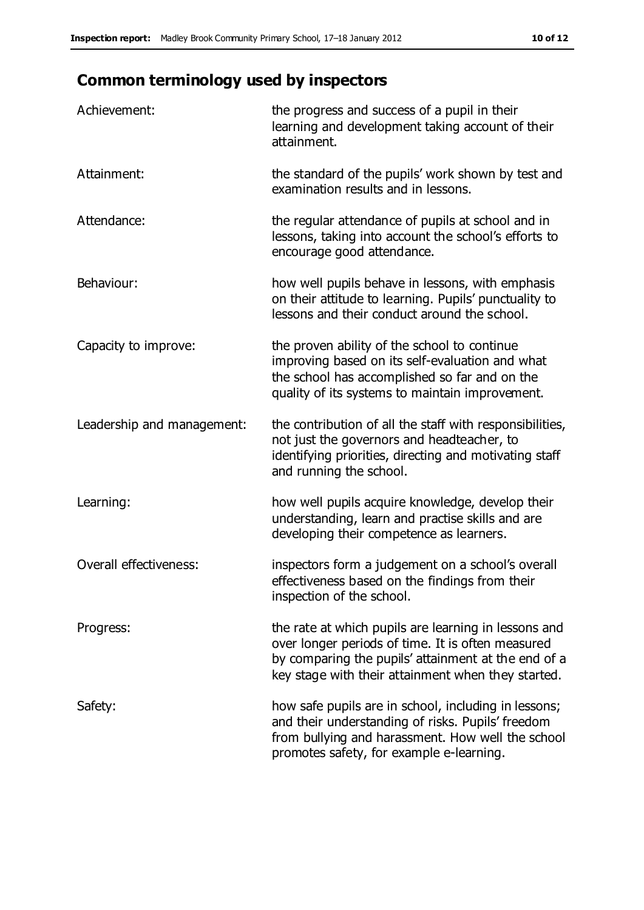## Common terminology used by inspectors

| | |
|---|---|
| Achievement: | the progress and success of a pupil in their learning and development taking account of their attainment. |
| Attainment: | the standard of the pupils' work shown by test and examination results and in lessons. |
| Attendance: | the regular attendance of pupils at school and in lessons, taking into account the school's efforts to encourage good attendance. |
| Behaviour: | how well pupils behave in lessons, with emphasis on their attitude to learning. Pupils' punctuality to lessons and their conduct around the school. |
| Capacity to improve: | the proven ability of the school to continue improving based on its self-evaluation and what the school has accomplished so far and on the quality of its systems to maintain improvement. |
| Leadership and management: | the contribution of all the staff with responsibilities, not just the governors and headteacher, to identifying priorities, directing and motivating staff and running the school. |
| Learning: | how well pupils acquire knowledge, develop their understanding, learn and practise skills and are developing their competence as learners. |
| Overall effectiveness: | inspectors form a judgement on a school's overall effectiveness based on the findings from their inspection of the school. |
| Progress: | the rate at which pupils are learning in lessons and over longer periods of time. It is often measured by comparing the pupils' attainment at the end of a key stage with their attainment when they started. |
| Safety: | how safe pupils are in school, including in lessons; and their understanding of risks. Pupils' freedom from bullying and harassment. How well the school promotes safety, for example e-learning. |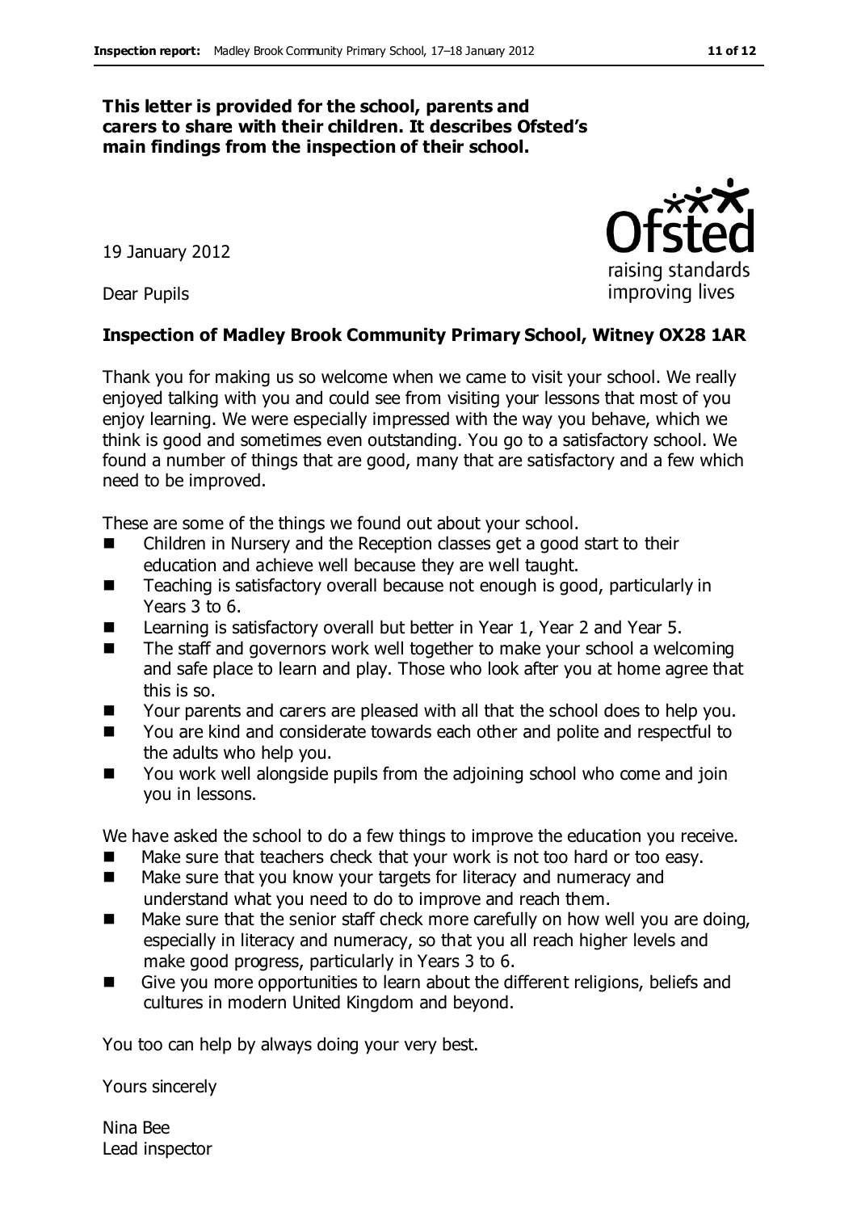**This letter is provided for the school, parents and carers to share with their children. It describes Ofsted's main findings from the inspection of their school.**

19 January 2012

Dear Pupils

**Inspection of Madley Brook Community Primary School, Witney OX28 1AR**

Thank you for making us so welcome when we came to visit your school. We really enjoyed talking with you and could see from visiting your lessons that most of you enjoy learning. We were especially impressed with the way you behave, which we think is good and sometimes even outstanding. You go to a satisfactory school. We found a number of things that are good, many that are satisfactory and a few which need to be improved.

These are some of the things we found out about your school.

- Children in Nursery and the Reception classes get a good start to their education and achieve well because they are well taught.
- Teaching is satisfactory overall because not enough is good, particularly in Years 3 to 6.
- Learning is satisfactory overall but better in Year 1, Year 2 and Year 5.
- The staff and governors work well together to make your school a welcoming and safe place to learn and play. Those who look after you at home agree that this is so.
- Your parents and carers are pleased with all that the school does to help you.
- You are kind and considerate towards each other and polite and respectful to the adults who help you.
- You work well alongside pupils from the adjoining school who come and join you in lessons.

We have asked the school to do a few things to improve the education you receive.

- Make sure that teachers check that your work is not too hard or too easy.
- Make sure that you know your targets for literacy and numeracy and understand what you need to do to improve and reach them.
- Make sure that the senior staff check more carefully on how well you are doing, especially in literacy and numeracy, so that you all reach higher levels and make good progress, particularly in Years 3 to 6.
- Give you more opportunities to learn about the different religions, beliefs and cultures in modern United Kingdom and beyond.

You too can help by always doing your very best.

Yours sincerely

Nina Bee
Lead inspector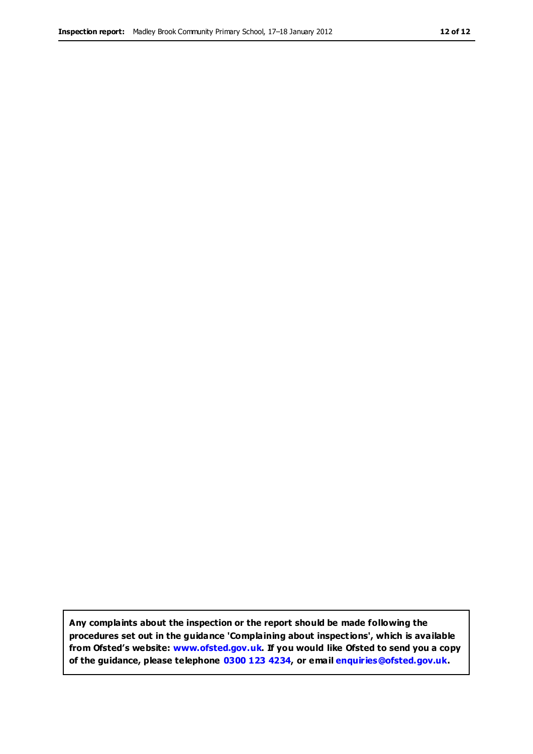**Any complaints about the inspection or the report should be made following the procedures set out in the guidance 'Complaining about inspections', which is available from Ofsted's website: www.ofsted.gov.uk. If you would like Ofsted to send you a copy of the guidance, please telephone 0300 123 4234, or email enquiries@ofsted.gov.uk.**